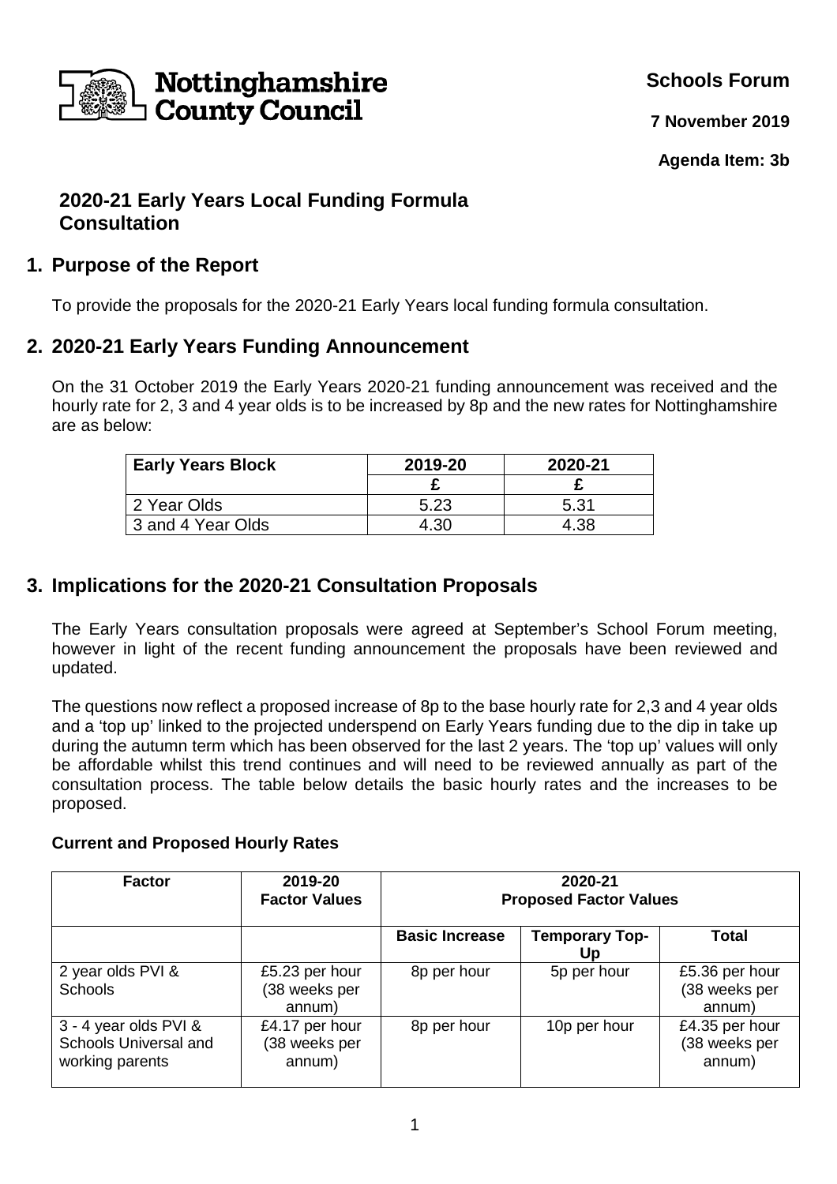Nottinghamshire County Council

**Schools Forum**

**7 November 2019**

**Agenda Item: 3b**

# 2020-21 Early Years Local Funding Formula Consultation

## 1. Purpose of the Report

To provide the proposals for the 2020-21 Early Years local funding formula consultation.

## 2. 2020-21 Early Years Funding Announcement

On the 31 October 2019 the Early Years 2020-21 funding announcement was received and the hourly rate for 2, 3 and 4 year olds is to be increased by 8p and the new rates for Nottinghamshire are as below:

| Early Years Block | 2019-20 | 2020-21 |
|---|---|---|
| | £ | £ |
| 2 Year Olds | 5.23 | 5.31 |
| 3 and 4 Year Olds | 4.30 | 4.38 |

## 3. Implications for the 2020-21 Consultation Proposals

The Early Years consultation proposals were agreed at September's School Forum meeting, however in light of the recent funding announcement the proposals have been reviewed and updated.

The questions now reflect a proposed increase of 8p to the base hourly rate for 2,3 and 4 year olds and a 'top up' linked to the projected underspend on Early Years funding due to the dip in take up during the autumn term which has been observed for the last 2 years. The 'top up' values will only be affordable whilst this trend continues and will need to be reviewed annually as part of the consultation process. The table below details the basic hourly rates and the increases to be proposed.

**Current and Proposed Hourly Rates**

| Factor | 2019-20 Factor Values | 2020-21 Proposed Factor Values | | |
|---|---|---|---|---|
| | | Basic Increase | Temporary Top-Up | Total |
| 2 year olds PVI & Schools | £5.23 per hour (38 weeks per annum) | 8p per hour | 5p per hour | £5.36 per hour (38 weeks per annum) |
| 3 - 4 year olds PVI & Schools Universal and working parents | £4.17 per hour (38 weeks per annum) | 8p per hour | 10p per hour | £4.35 per hour (38 weeks per annum) |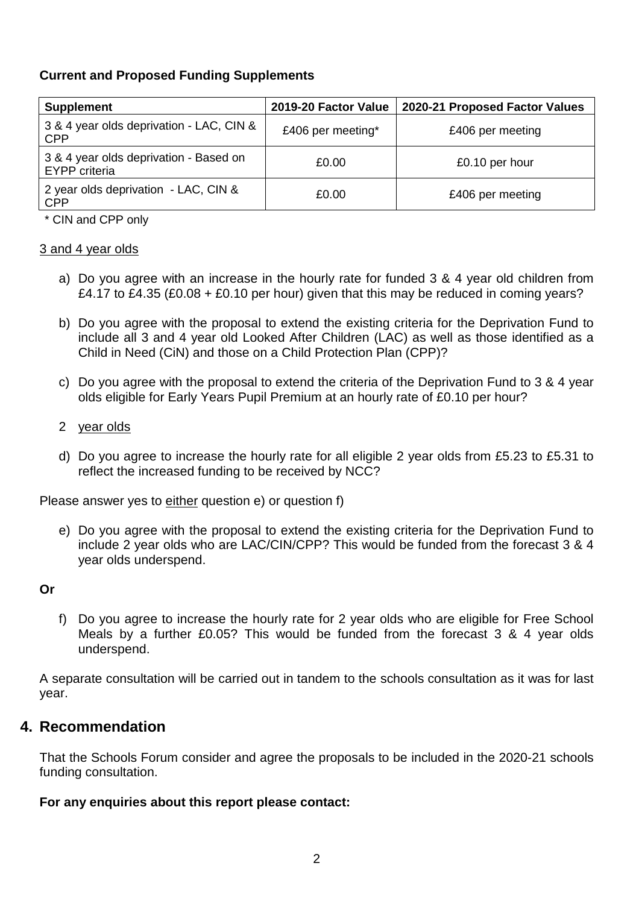**Current and Proposed Funding Supplements**

| Supplement | 2019-20 Factor Value | 2020-21 Proposed Factor Values |
|---|---|---|
| 3 & 4 year olds deprivation - LAC, CIN & CPP | £406 per meeting* | £406 per meeting |
| 3 & 4 year olds deprivation - Based on EYPP criteria | £0.00 | £0.10 per hour |
| 2 year olds deprivation - LAC, CIN & CPP | £0.00 | £406 per meeting |

\* CIN and CPP only

<u>3 and 4 year olds</u>

a) Do you agree with an increase in the hourly rate for funded 3 & 4 year old children from £4.17 to £4.35 (£0.08 + £0.10 per hour) given that this may be reduced in coming years?

b) Do you agree with the proposal to extend the existing criteria for the Deprivation Fund to include all 3 and 4 year old Looked After Children (LAC) as well as those identified as a Child in Need (CiN) and those on a Child Protection Plan (CPP)?

c) Do you agree with the proposal to extend the criteria of the Deprivation Fund to 3 & 4 year olds eligible for Early Years Pupil Premium at an hourly rate of £0.10 per hour?

2 <u>year olds</u>

d) Do you agree to increase the hourly rate for all eligible 2 year olds from £5.23 to £5.31 to reflect the increased funding to be received by NCC?

Please answer yes to <u>either</u> question e) or question f)

e) Do you agree with the proposal to extend the existing criteria for the Deprivation Fund to include 2 year olds who are LAC/CIN/CPP? This would be funded from the forecast 3 & 4 year olds underspend.

**Or**

f) Do you agree to increase the hourly rate for 2 year olds who are eligible for Free School Meals by a further £0.05? This would be funded from the forecast 3 & 4 year olds underspend.

A separate consultation will be carried out in tandem to the schools consultation as it was for last year.

## 4. Recommendation

That the Schools Forum consider and agree the proposals to be included in the 2020-21 schools funding consultation.

**For any enquiries about this report please contact:**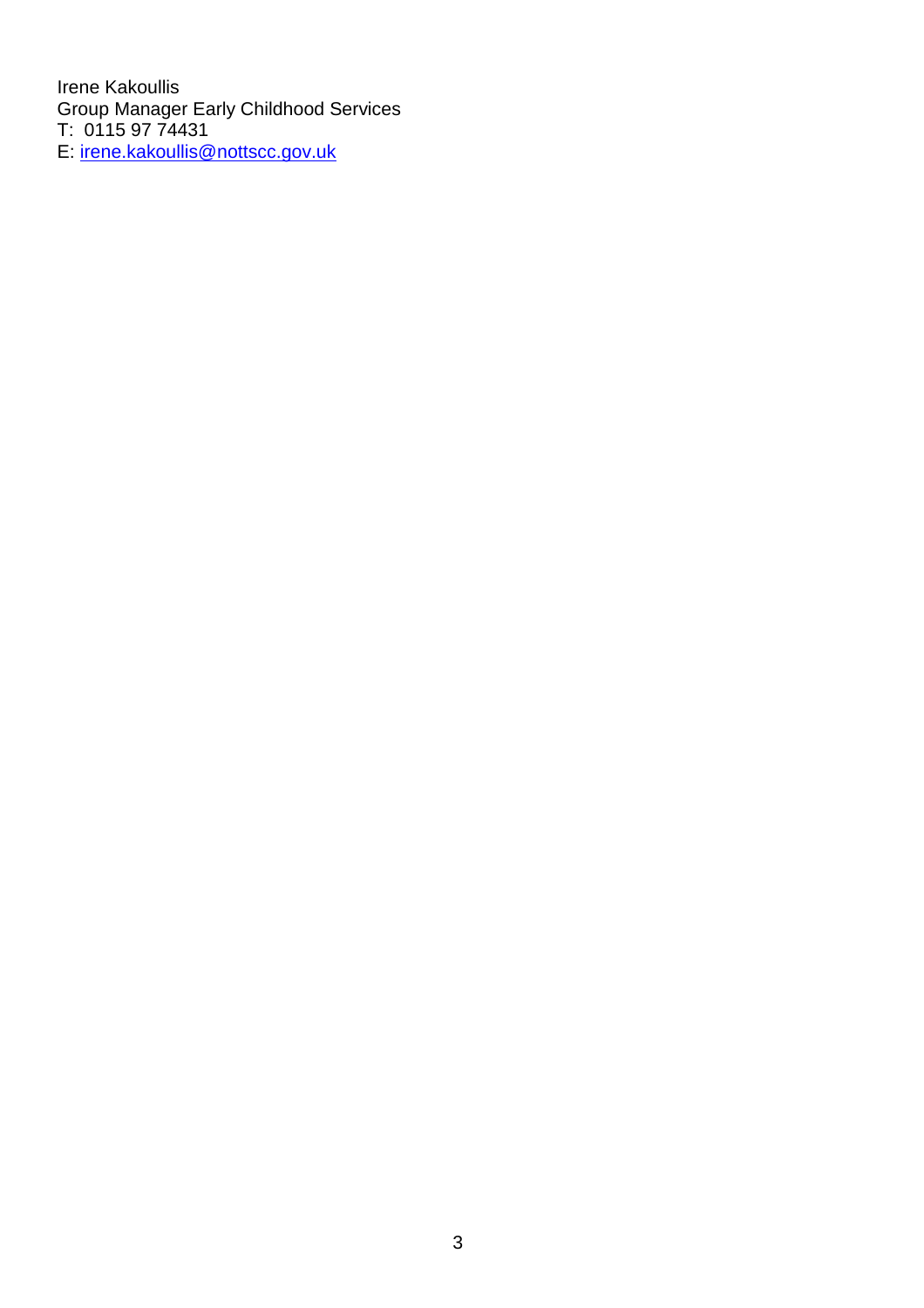Irene Kakoullis
Group Manager Early Childhood Services
T: 0115 97 74431
E: irene.kakoullis@nottscc.gov.uk